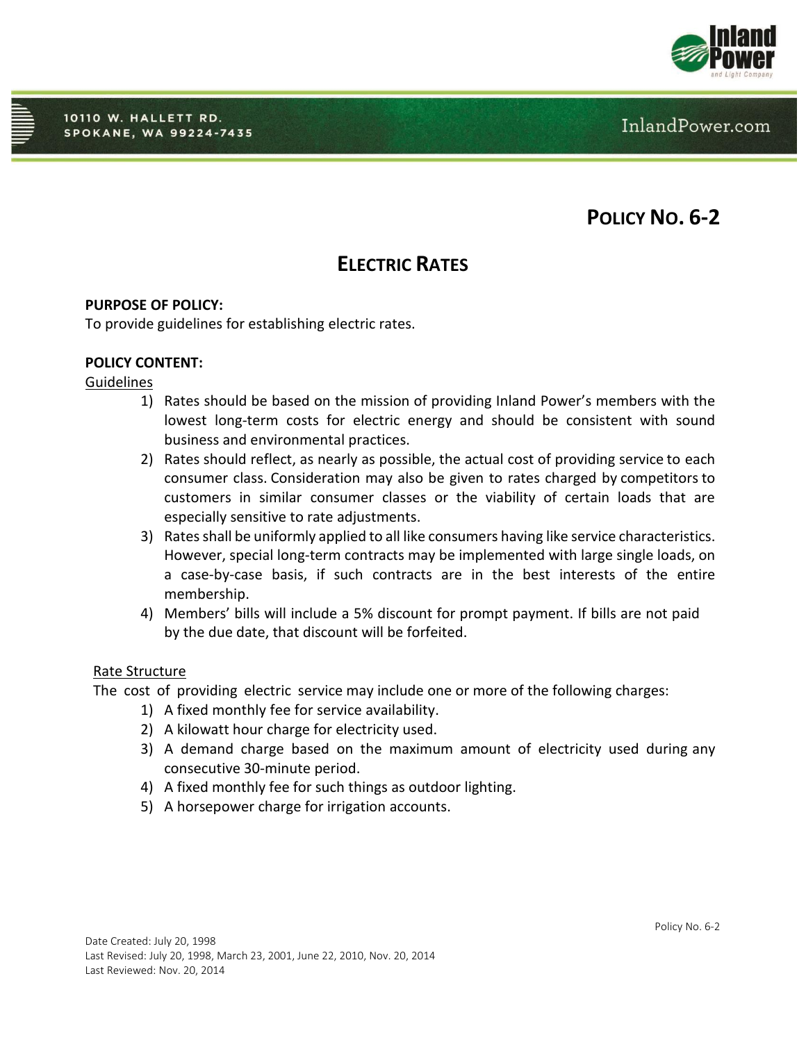# POLICY NO. 6-2

## ELECTRIC RATES

**PURPOSE OF POLICY:**
To provide guidelines for establishing electric rates.

**POLICY CONTENT:**

Guidelines

1) Rates should be based on the mission of providing Inland Power's members with the lowest long-term costs for electric energy and should be consistent with sound business and environmental practices.
2) Rates should reflect, as nearly as possible, the actual cost of providing service to each consumer class. Consideration may also be given to rates charged by competitors to customers in similar consumer classes or the viability of certain loads that are especially sensitive to rate adjustments.
3) Rates shall be uniformly applied to all like consumers having like service characteristics. However, special long-term contracts may be implemented with large single loads, on a case-by-case basis, if such contracts are in the best interests of the entire membership.
4) Members' bills will include a 5% discount for prompt payment. If bills are not paid by the due date, that discount will be forfeited.

Rate Structure

The cost of providing electric service may include one or more of the following charges:

1) A fixed monthly fee for service availability.
2) A kilowatt hour charge for electricity used.
3) A demand charge based on the maximum amount of electricity used during any consecutive 30-minute period.
4) A fixed monthly fee for such things as outdoor lighting.
5) A horsepower charge for irrigation accounts.

Date Created: July 20, 1998
Last Revised: July 20, 1998, March 23, 2001, June 22, 2010, Nov. 20, 2014
Last Reviewed: Nov. 20, 2014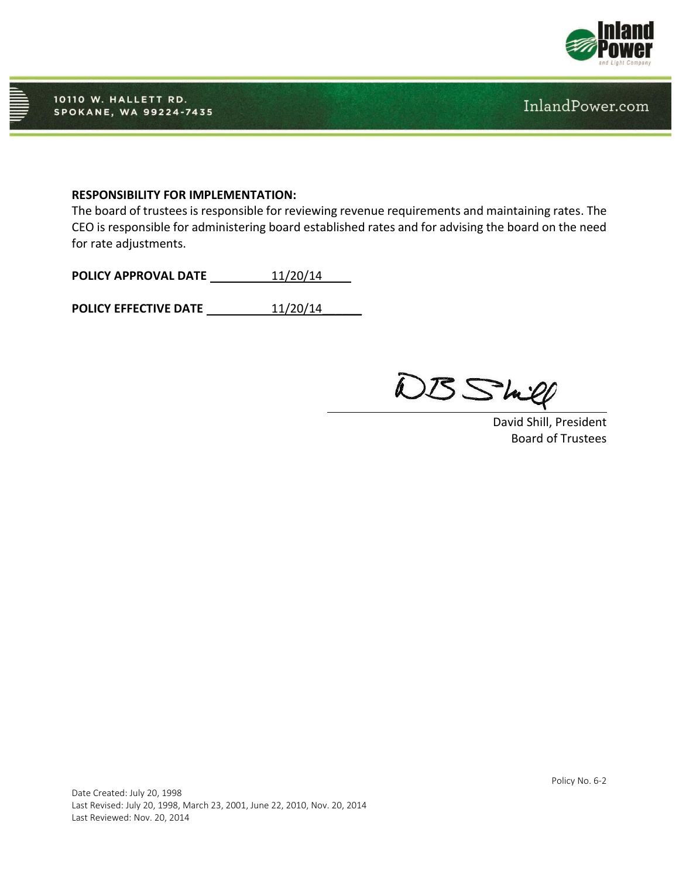**RESPONSIBILITY FOR IMPLEMENTATION:**
The board of trustees is responsible for reviewing revenue requirements and maintaining rates. The CEO is responsible for administering board established rates and for advising the board on the need for rate adjustments.

**POLICY APPROVAL DATE** 11/20/14

**POLICY EFFECTIVE DATE** 11/20/14

David Shill, President
Board of Trustees

Policy No. 6-2

Date Created: July 20, 1998
Last Revised: July 20, 1998, March 23, 2001, June 22, 2010, Nov. 20, 2014
Last Reviewed: Nov. 20, 2014